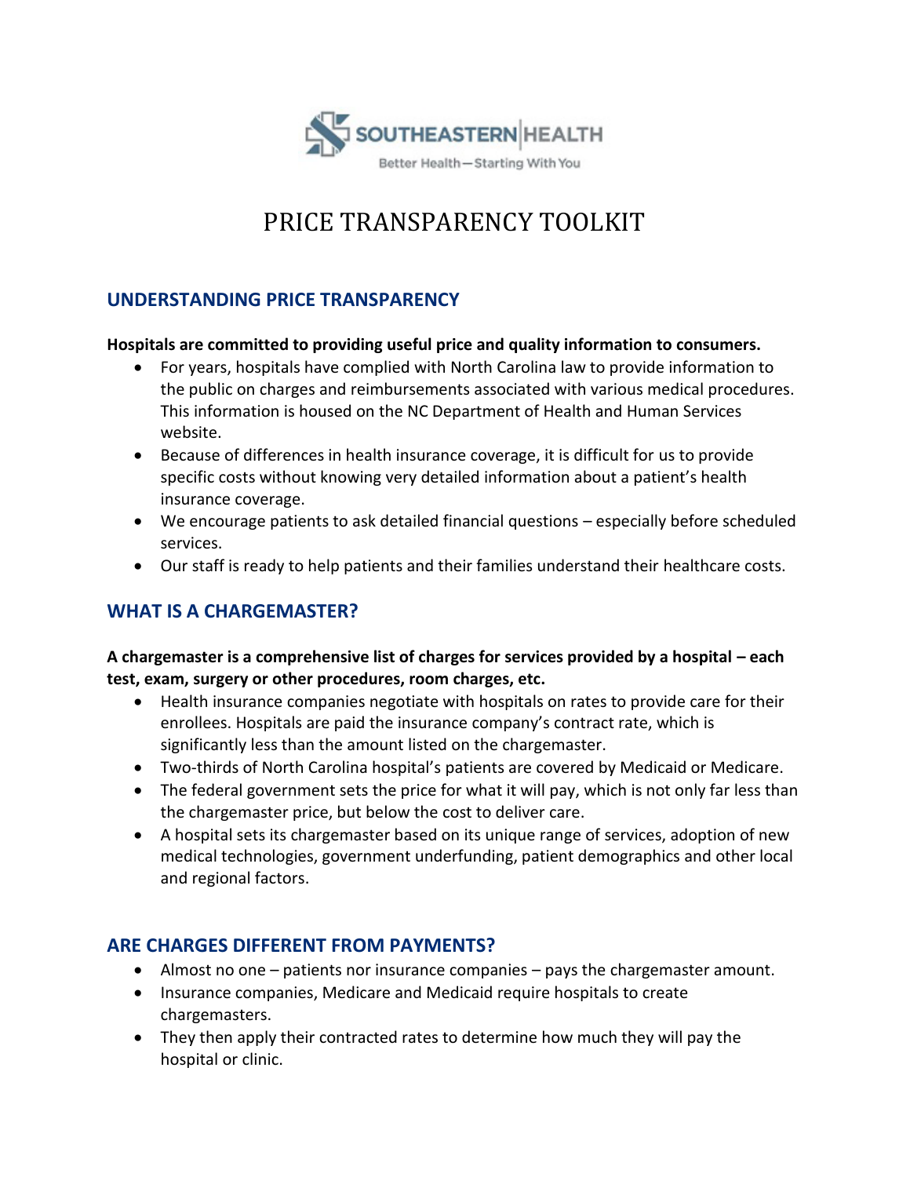SOUTHEASTERN HEALTH

Better Health—Starting With You

# PRICE TRANSPARENCY TOOLKIT

## UNDERSTANDING PRICE TRANSPARENCY

**Hospitals are committed to providing useful price and quality information to consumers.**

- For years, hospitals have complied with North Carolina law to provide information to the public on charges and reimbursements associated with various medical procedures. This information is housed on the NC Department of Health and Human Services website.
- Because of differences in health insurance coverage, it is difficult for us to provide specific costs without knowing very detailed information about a patient's health insurance coverage.
- We encourage patients to ask detailed financial questions – especially before scheduled services.
- Our staff is ready to help patients and their families understand their healthcare costs.

## WHAT IS A CHARGEMASTER?

**A chargemaster is a comprehensive list of charges for services provided by a hospital – each test, exam, surgery or other procedures, room charges, etc.**

- Health insurance companies negotiate with hospitals on rates to provide care for their enrollees. Hospitals are paid the insurance company's contract rate, which is significantly less than the amount listed on the chargemaster.
- Two-thirds of North Carolina hospital's patients are covered by Medicaid or Medicare.
- The federal government sets the price for what it will pay, which is not only far less than the chargemaster price, but below the cost to deliver care.
- A hospital sets its chargemaster based on its unique range of services, adoption of new medical technologies, government underfunding, patient demographics and other local and regional factors.

## ARE CHARGES DIFFERENT FROM PAYMENTS?

- Almost no one – patients nor insurance companies – pays the chargemaster amount.
- Insurance companies, Medicare and Medicaid require hospitals to create chargemasters.
- They then apply their contracted rates to determine how much they will pay the hospital or clinic.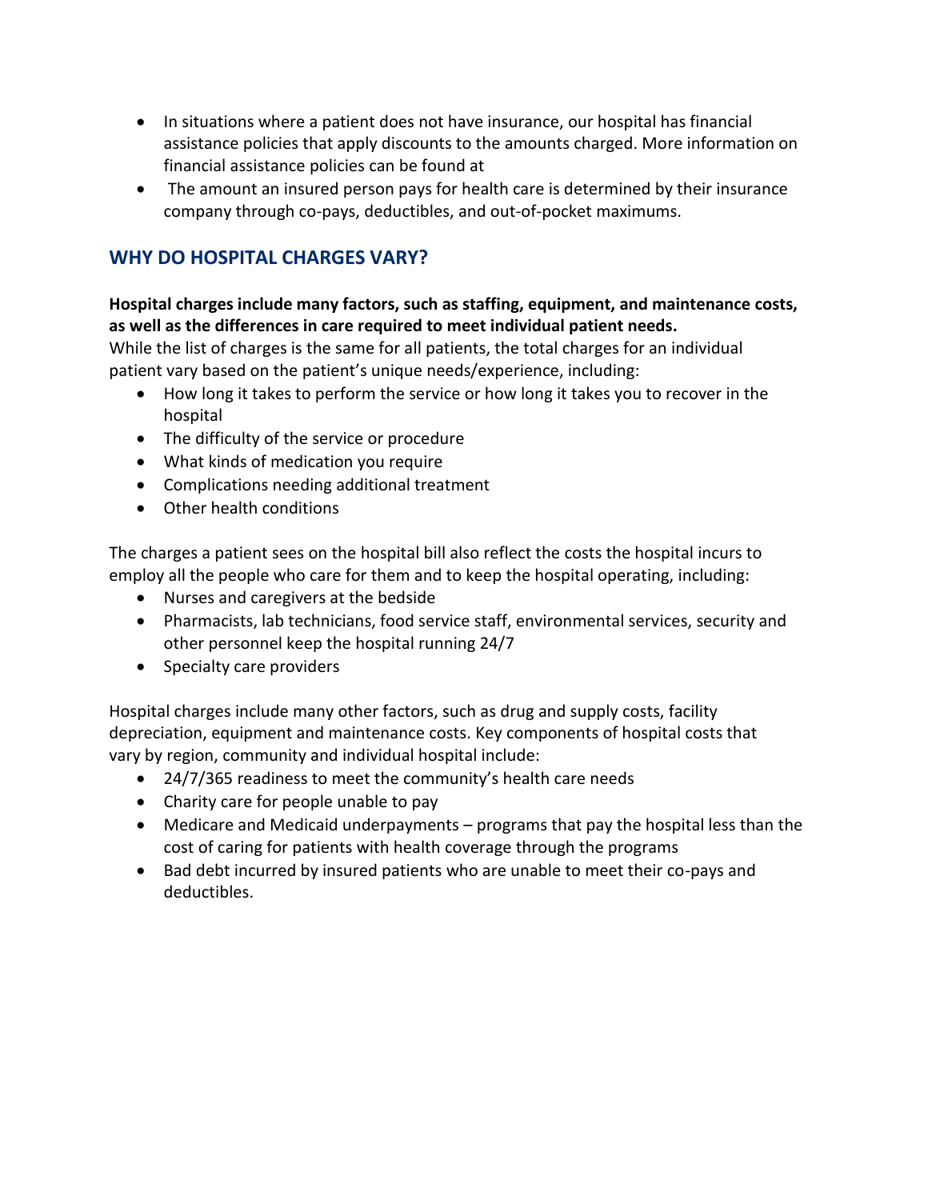- In situations where a patient does not have insurance, our hospital has financial assistance policies that apply discounts to the amounts charged. More information on financial assistance policies can be found at
- The amount an insured person pays for health care is determined by their insurance company through co-pays, deductibles, and out-of-pocket maximums.

## WHY DO HOSPITAL CHARGES VARY?

**Hospital charges include many factors, such as staffing, equipment, and maintenance costs, as well as the differences in care required to meet individual patient needs.**

While the list of charges is the same for all patients, the total charges for an individual patient vary based on the patient's unique needs/experience, including:

- How long it takes to perform the service or how long it takes you to recover in the hospital
- The difficulty of the service or procedure
- What kinds of medication you require
- Complications needing additional treatment
- Other health conditions

The charges a patient sees on the hospital bill also reflect the costs the hospital incurs to employ all the people who care for them and to keep the hospital operating, including:

- Nurses and caregivers at the bedside
- Pharmacists, lab technicians, food service staff, environmental services, security and other personnel keep the hospital running 24/7
- Specialty care providers

Hospital charges include many other factors, such as drug and supply costs, facility depreciation, equipment and maintenance costs. Key components of hospital costs that vary by region, community and individual hospital include:

- 24/7/365 readiness to meet the community's health care needs
- Charity care for people unable to pay
- Medicare and Medicaid underpayments – programs that pay the hospital less than the cost of caring for patients with health coverage through the programs
- Bad debt incurred by insured patients who are unable to meet their co-pays and deductibles.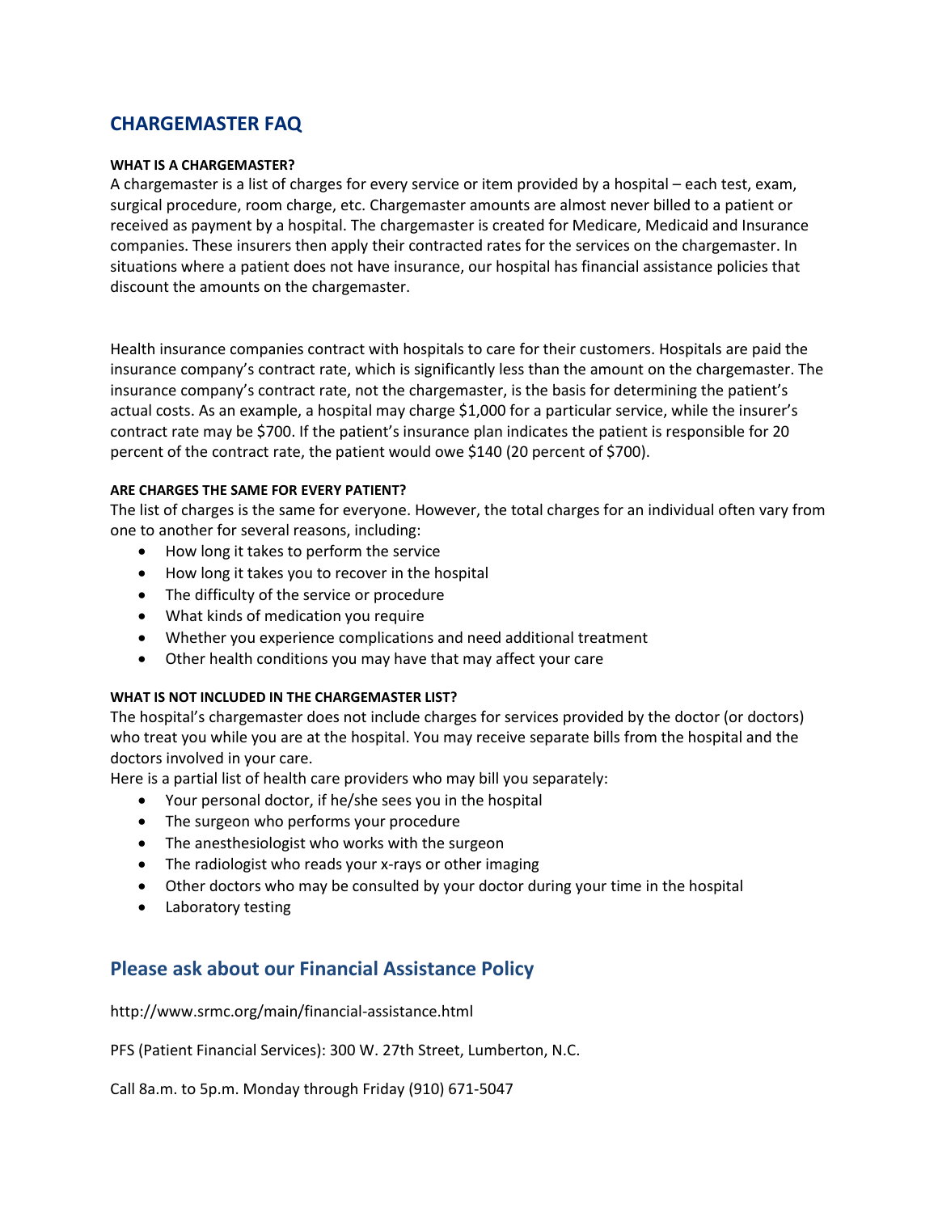## CHARGEMASTER FAQ

**WHAT IS A CHARGEMASTER?**

A chargemaster is a list of charges for every service or item provided by a hospital – each test, exam, surgical procedure, room charge, etc. Chargemaster amounts are almost never billed to a patient or received as payment by a hospital. The chargemaster is created for Medicare, Medicaid and Insurance companies. These insurers then apply their contracted rates for the services on the chargemaster. In situations where a patient does not have insurance, our hospital has financial assistance policies that discount the amounts on the chargemaster.

Health insurance companies contract with hospitals to care for their customers. Hospitals are paid the insurance company's contract rate, which is significantly less than the amount on the chargemaster. The insurance company's contract rate, not the chargemaster, is the basis for determining the patient's actual costs. As an example, a hospital may charge $1,000 for a particular service, while the insurer's contract rate may be $700. If the patient's insurance plan indicates the patient is responsible for 20 percent of the contract rate, the patient would owe $140 (20 percent of $700).

**ARE CHARGES THE SAME FOR EVERY PATIENT?**

The list of charges is the same for everyone. However, the total charges for an individual often vary from one to another for several reasons, including:

- How long it takes to perform the service
- How long it takes you to recover in the hospital
- The difficulty of the service or procedure
- What kinds of medication you require
- Whether you experience complications and need additional treatment
- Other health conditions you may have that may affect your care

**WHAT IS NOT INCLUDED IN THE CHARGEMASTER LIST?**

The hospital's chargemaster does not include charges for services provided by the doctor (or doctors) who treat you while you are at the hospital. You may receive separate bills from the hospital and the doctors involved in your care.

Here is a partial list of health care providers who may bill you separately:

- Your personal doctor, if he/she sees you in the hospital
- The surgeon who performs your procedure
- The anesthesiologist who works with the surgeon
- The radiologist who reads your x-rays or other imaging
- Other doctors who may be consulted by your doctor during your time in the hospital
- Laboratory testing

## Please ask about our Financial Assistance Policy

http://www.srmc.org/main/financial-assistance.html

PFS (Patient Financial Services): 300 W. 27th Street, Lumberton, N.C.

Call 8a.m. to 5p.m. Monday through Friday (910) 671-5047